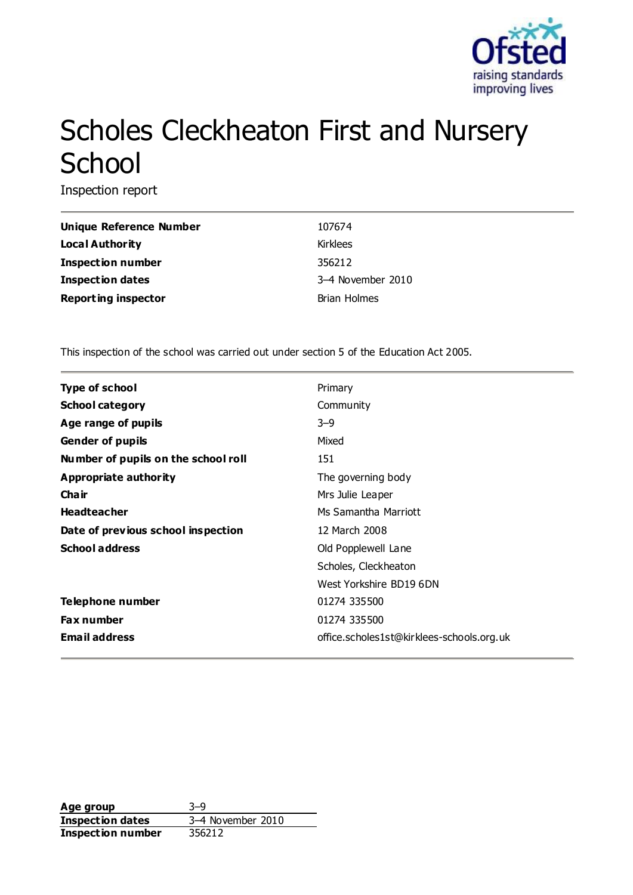# Scholes Cleckheaton First and Nursery School

Inspection report

| | |
|---|---|
| **Unique Reference Number** | 107674 |
| **Local Authority** | Kirklees |
| **Inspection number** | 356212 |
| **Inspection dates** | 3–4 November 2010 |
| **Reporting inspector** | Brian Holmes |

This inspection of the school was carried out under section 5 of the Education Act 2005.

| | |
|---|---|
| **Type of school** | Primary |
| **School category** | Community |
| **Age range of pupils** | 3–9 |
| **Gender of pupils** | Mixed |
| **Number of pupils on the school roll** | 151 |
| **Appropriate authority** | The governing body |
| **Chair** | Mrs Julie Leaper |
| **Headteacher** | Ms Samantha Marriott |
| **Date of previous school inspection** | 12 March 2008 |
| **School address** | Old Popplewell Lane<br>Scholes, Cleckheaton<br>West Yorkshire BD19 6DN |
| **Telephone number** | 01274 335500 |
| **Fax number** | 01274 335500 |
| **Email address** | office.scholes1st@kirklees-schools.org.uk |

| | |
|---|---|
| **Age group** | 3–9 |
| **Inspection dates** | 3–4 November 2010 |
| **Inspection number** | 356212 |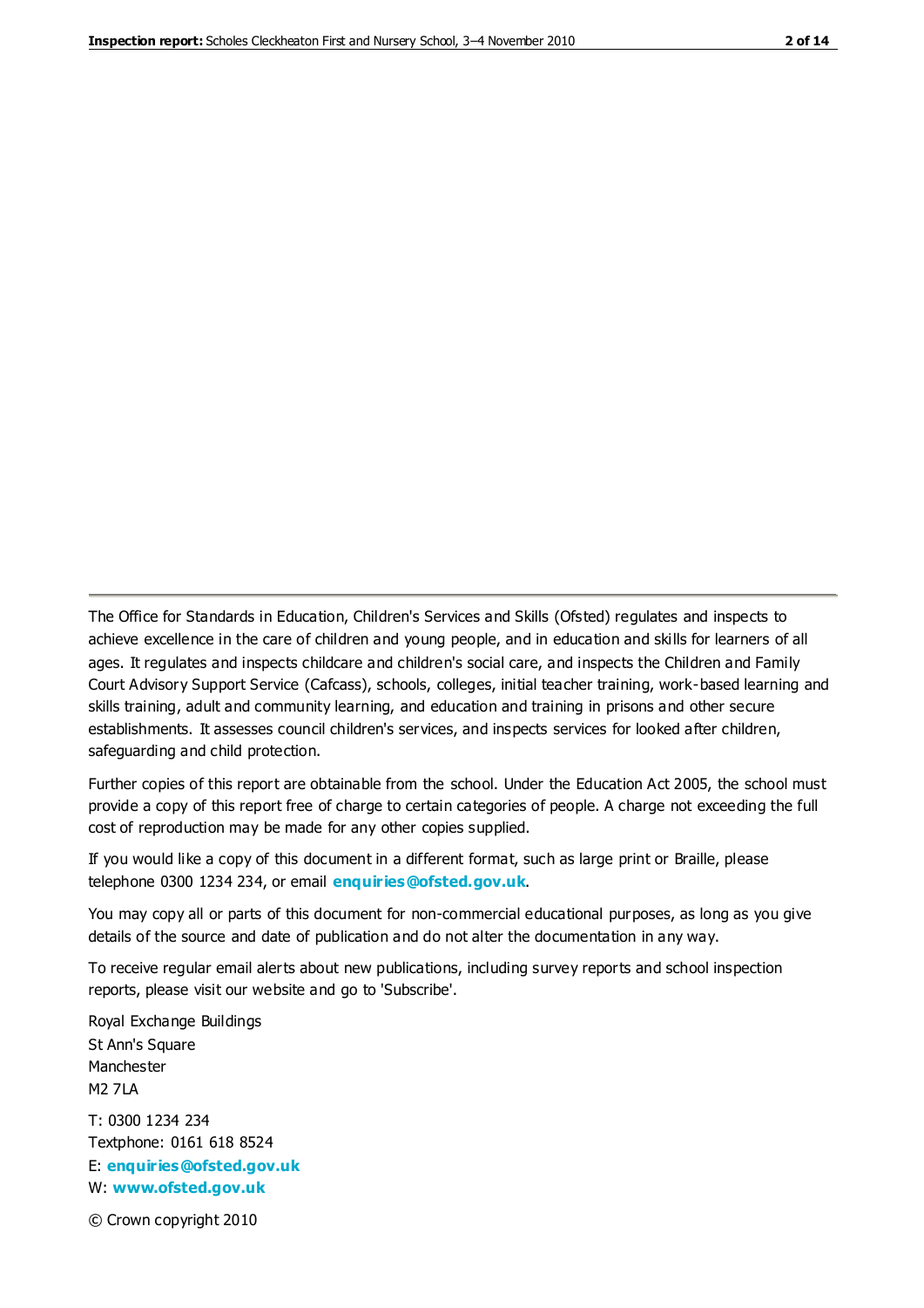The Office for Standards in Education, Children's Services and Skills (Ofsted) regulates and inspects to achieve excellence in the care of children and young people, and in education and skills for learners of all ages. It regulates and inspects childcare and children's social care, and inspects the Children and Family Court Advisory Support Service (Cafcass), schools, colleges, initial teacher training, work-based learning and skills training, adult and community learning, and education and training in prisons and other secure establishments. It assesses council children's services, and inspects services for looked after children, safeguarding and child protection.

Further copies of this report are obtainable from the school. Under the Education Act 2005, the school must provide a copy of this report free of charge to certain categories of people. A charge not exceeding the full cost of reproduction may be made for any other copies supplied.

If you would like a copy of this document in a different format, such as large print or Braille, please telephone 0300 1234 234, or email **enquiries@ofsted.gov.uk**.

You may copy all or parts of this document for non-commercial educational purposes, as long as you give details of the source and date of publication and do not alter the documentation in any way.

To receive regular email alerts about new publications, including survey reports and school inspection reports, please visit our website and go to 'Subscribe'.

Royal Exchange Buildings
St Ann's Square
Manchester
M2 7LA

T: 0300 1234 234
Textphone: 0161 618 8524
E: **enquiries@ofsted.gov.uk**
W: **www.ofsted.gov.uk**

© Crown copyright 2010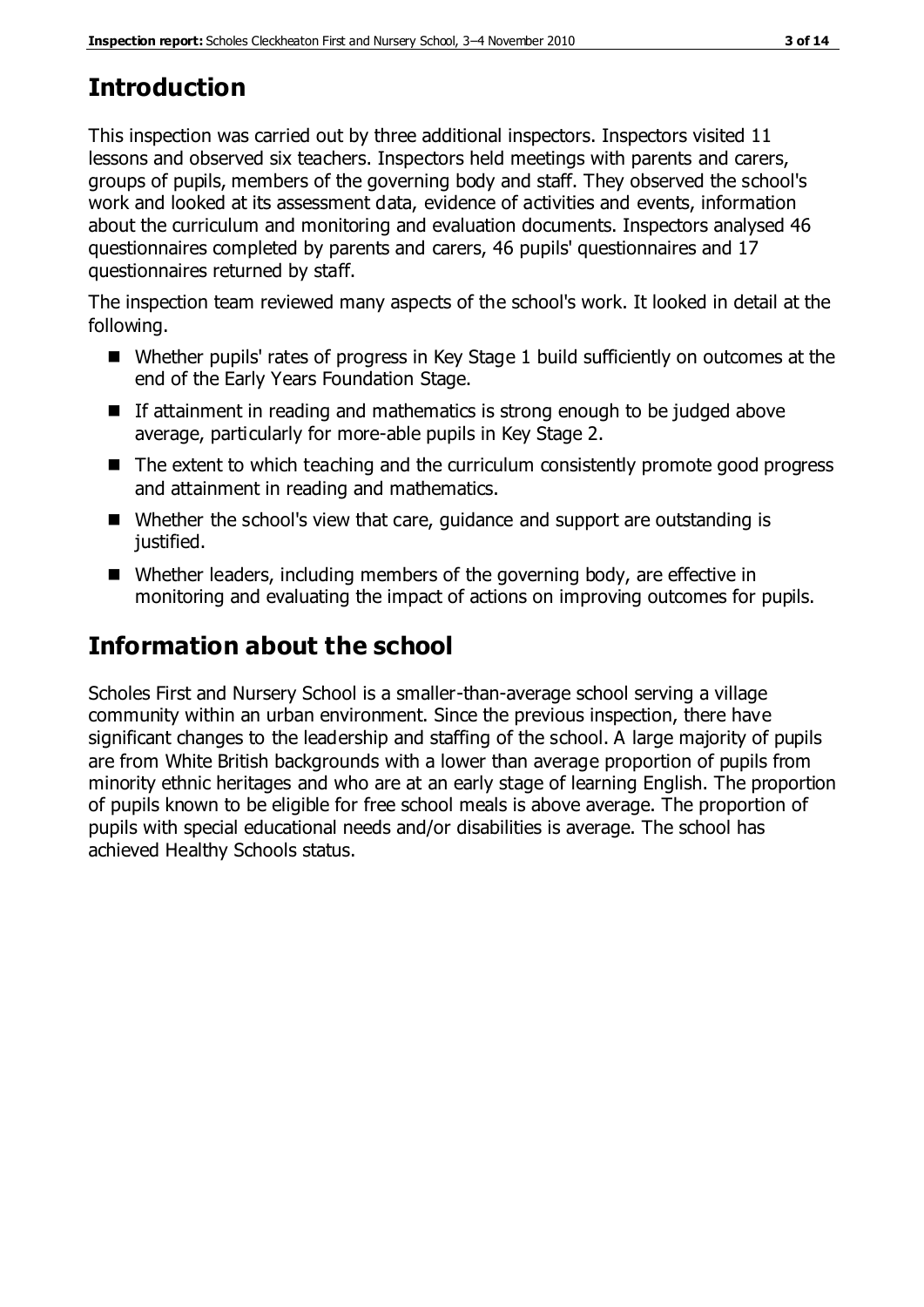# Introduction

This inspection was carried out by three additional inspectors. Inspectors visited 11 lessons and observed six teachers. Inspectors held meetings with parents and carers, groups of pupils, members of the governing body and staff. They observed the school's work and looked at its assessment data, evidence of activities and events, information about the curriculum and monitoring and evaluation documents. Inspectors analysed 46 questionnaires completed by parents and carers, 46 pupils' questionnaires and 17 questionnaires returned by staff.

The inspection team reviewed many aspects of the school's work. It looked in detail at the following.

- Whether pupils' rates of progress in Key Stage 1 build sufficiently on outcomes at the end of the Early Years Foundation Stage.
- If attainment in reading and mathematics is strong enough to be judged above average, particularly for more-able pupils in Key Stage 2.
- The extent to which teaching and the curriculum consistently promote good progress and attainment in reading and mathematics.
- Whether the school's view that care, guidance and support are outstanding is justified.
- Whether leaders, including members of the governing body, are effective in monitoring and evaluating the impact of actions on improving outcomes for pupils.

# Information about the school

Scholes First and Nursery School is a smaller-than-average school serving a village community within an urban environment. Since the previous inspection, there have significant changes to the leadership and staffing of the school. A large majority of pupils are from White British backgrounds with a lower than average proportion of pupils from minority ethnic heritages and who are at an early stage of learning English. The proportion of pupils known to be eligible for free school meals is above average. The proportion of pupils with special educational needs and/or disabilities is average. The school has achieved Healthy Schools status.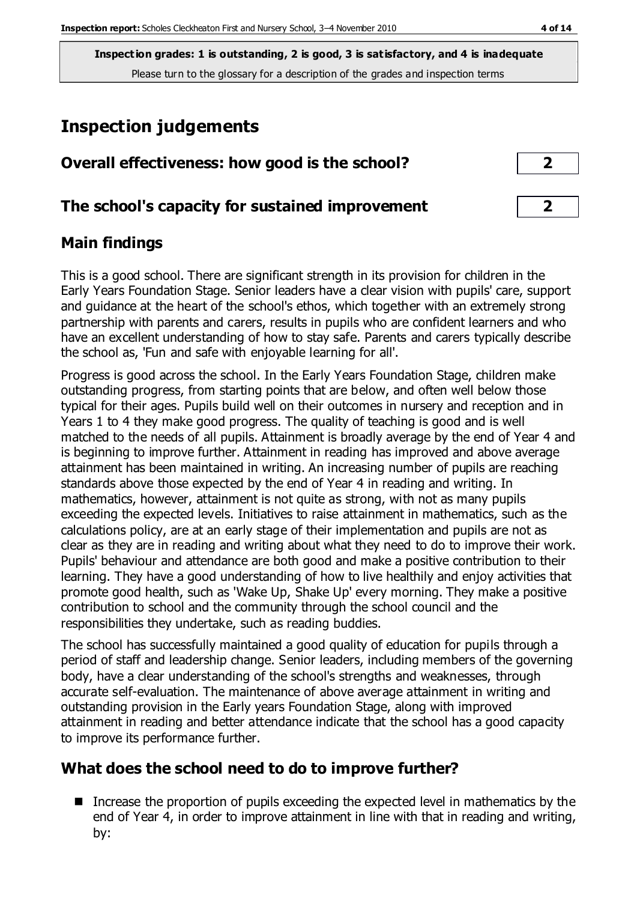**Inspection grades: 1 is outstanding, 2 is good, 3 is satisfactory, and 4 is inadequate**
Please turn to the glossary for a description of the grades and inspection terms

# Inspection judgements

## Overall effectiveness: how good is the school? 2

## The school's capacity for sustained improvement 2

## Main findings

This is a good school. There are significant strength in its provision for children in the Early Years Foundation Stage. Senior leaders have a clear vision with pupils' care, support and guidance at the heart of the school's ethos, which together with an extremely strong partnership with parents and carers, results in pupils who are confident learners and who have an excellent understanding of how to stay safe. Parents and carers typically describe the school as, 'Fun and safe with enjoyable learning for all'.

Progress is good across the school. In the Early Years Foundation Stage, children make outstanding progress, from starting points that are below, and often well below those typical for their ages. Pupils build well on their outcomes in nursery and reception and in Years 1 to 4 they make good progress. The quality of teaching is good and is well matched to the needs of all pupils. Attainment is broadly average by the end of Year 4 and is beginning to improve further. Attainment in reading has improved and above average attainment has been maintained in writing. An increasing number of pupils are reaching standards above those expected by the end of Year 4 in reading and writing. In mathematics, however, attainment is not quite as strong, with not as many pupils exceeding the expected levels. Initiatives to raise attainment in mathematics, such as the calculations policy, are at an early stage of their implementation and pupils are not as clear as they are in reading and writing about what they need to do to improve their work. Pupils' behaviour and attendance are both good and make a positive contribution to their learning. They have a good understanding of how to live healthily and enjoy activities that promote good health, such as 'Wake Up, Shake Up' every morning. They make a positive contribution to school and the community through the school council and the responsibilities they undertake, such as reading buddies.

The school has successfully maintained a good quality of education for pupils through a period of staff and leadership change. Senior leaders, including members of the governing body, have a clear understanding of the school's strengths and weaknesses, through accurate self-evaluation. The maintenance of above average attainment in writing and outstanding provision in the Early years Foundation Stage, along with improved attainment in reading and better attendance indicate that the school has a good capacity to improve its performance further.

## What does the school need to do to improve further?

- Increase the proportion of pupils exceeding the expected level in mathematics by the end of Year 4, in order to improve attainment in line with that in reading and writing, by: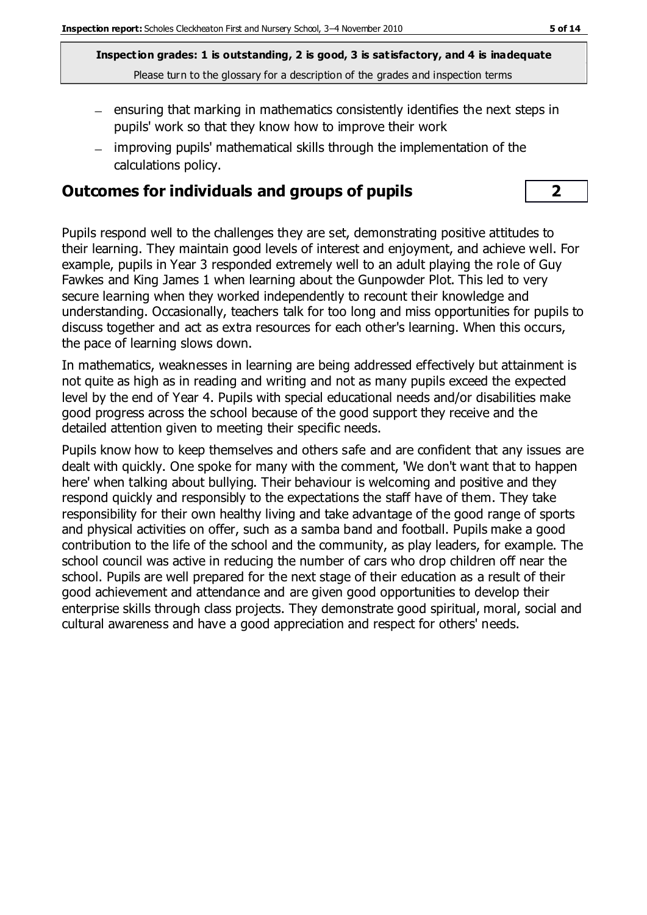**Inspection grades: 1 is outstanding, 2 is good, 3 is satisfactory, and 4 is inadequate**
Please turn to the glossary for a description of the grades and inspection terms

- ensuring that marking in mathematics consistently identifies the next steps in pupils' work so that they know how to improve their work
- improving pupils' mathematical skills through the implementation of the calculations policy.

## Outcomes for individuals and groups of pupils — 2

Pupils respond well to the challenges they are set, demonstrating positive attitudes to their learning. They maintain good levels of interest and enjoyment, and achieve well. For example, pupils in Year 3 responded extremely well to an adult playing the role of Guy Fawkes and King James 1 when learning about the Gunpowder Plot. This led to very secure learning when they worked independently to recount their knowledge and understanding. Occasionally, teachers talk for too long and miss opportunities for pupils to discuss together and act as extra resources for each other's learning. When this occurs, the pace of learning slows down.

In mathematics, weaknesses in learning are being addressed effectively but attainment is not quite as high as in reading and writing and not as many pupils exceed the expected level by the end of Year 4. Pupils with special educational needs and/or disabilities make good progress across the school because of the good support they receive and the detailed attention given to meeting their specific needs.

Pupils know how to keep themselves and others safe and are confident that any issues are dealt with quickly. One spoke for many with the comment, 'We don't want that to happen here' when talking about bullying. Their behaviour is welcoming and positive and they respond quickly and responsibly to the expectations the staff have of them. They take responsibility for their own healthy living and take advantage of the good range of sports and physical activities on offer, such as a samba band and football. Pupils make a good contribution to the life of the school and the community, as play leaders, for example. The school council was active in reducing the number of cars who drop children off near the school. Pupils are well prepared for the next stage of their education as a result of their good achievement and attendance and are given good opportunities to develop their enterprise skills through class projects. They demonstrate good spiritual, moral, social and cultural awareness and have a good appreciation and respect for others' needs.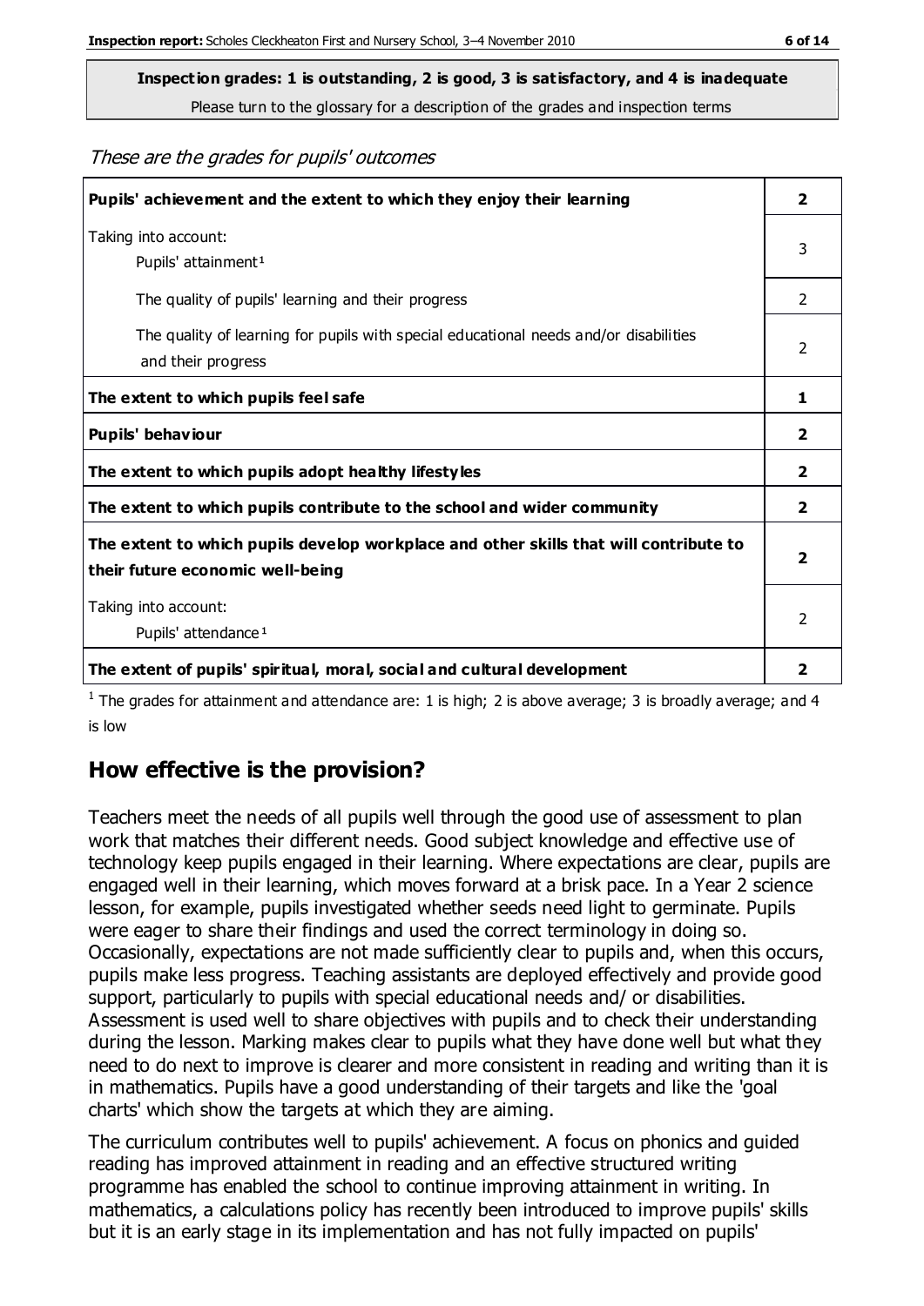**Inspection grades: 1 is outstanding, 2 is good, 3 is satisfactory, and 4 is inadequate**

Please turn to the glossary for a description of the grades and inspection terms

*These are the grades for pupils' outcomes*

| | |
|---|---|
| **Pupils' achievement and the extent to which they enjoy their learning** | **2** |
| Taking into account:<br>Pupils' attainment [1] | 3 |
| The quality of pupils' learning and their progress | 2 |
| The quality of learning for pupils with special educational needs and/or disabilities and their progress | 2 |
| **The extent to which pupils feel safe** | **1** |
| **Pupils' behaviour** | **2** |
| **The extent to which pupils adopt healthy lifestyles** | **2** |
| **The extent to which pupils contribute to the school and wider community** | **2** |
| **The extent to which pupils develop workplace and other skills that will contribute to their future economic well-being** | **2** |
| Taking into account:<br>Pupils' attendance [1] | 2 |
| **The extent of pupils' spiritual, moral, social and cultural development** | **2** |

[1] The grades for attainment and attendance are: 1 is high; 2 is above average; 3 is broadly average; and 4 is low

## How effective is the provision?

Teachers meet the needs of all pupils well through the good use of assessment to plan work that matches their different needs. Good subject knowledge and effective use of technology keep pupils engaged in their learning. Where expectations are clear, pupils are engaged well in their learning, which moves forward at a brisk pace. In a Year 2 science lesson, for example, pupils investigated whether seeds need light to germinate. Pupils were eager to share their findings and used the correct terminology in doing so. Occasionally, expectations are not made sufficiently clear to pupils and, when this occurs, pupils make less progress. Teaching assistants are deployed effectively and provide good support, particularly to pupils with special educational needs and/ or disabilities. Assessment is used well to share objectives with pupils and to check their understanding during the lesson. Marking makes clear to pupils what they have done well but what they need to do next to improve is clearer and more consistent in reading and writing than it is in mathematics. Pupils have a good understanding of their targets and like the 'goal charts' which show the targets at which they are aiming.

The curriculum contributes well to pupils' achievement. A focus on phonics and guided reading has improved attainment in reading and an effective structured writing programme has enabled the school to continue improving attainment in writing. In mathematics, a calculations policy has recently been introduced to improve pupils' skills but it is an early stage in its implementation and has not fully impacted on pupils'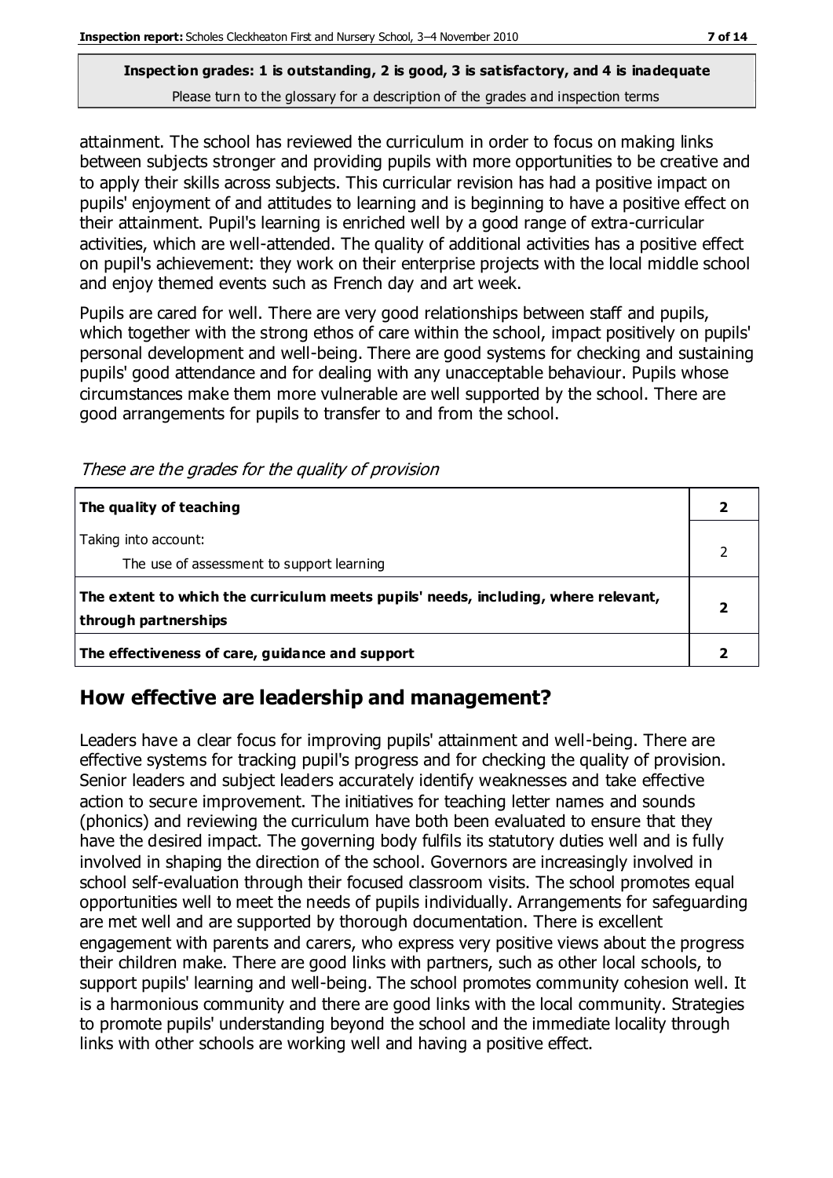**Inspection grades: 1 is outstanding, 2 is good, 3 is satisfactory, and 4 is inadequate**
Please turn to the glossary for a description of the grades and inspection terms

attainment. The school has reviewed the curriculum in order to focus on making links between subjects stronger and providing pupils with more opportunities to be creative and to apply their skills across subjects. This curricular revision has had a positive impact on pupils' enjoyment of and attitudes to learning and is beginning to have a positive effect on their attainment. Pupil's learning is enriched well by a good range of extra-curricular activities, which are well-attended. The quality of additional activities has a positive effect on pupil's achievement: they work on their enterprise projects with the local middle school and enjoy themed events such as French day and art week.

Pupils are cared for well. There are very good relationships between staff and pupils, which together with the strong ethos of care within the school, impact positively on pupils' personal development and well-being. There are good systems for checking and sustaining pupils' good attendance and for dealing with any unacceptable behaviour. Pupils whose circumstances make them more vulnerable are well supported by the school. There are good arrangements for pupils to transfer to and from the school.

*These are the grades for the quality of provision*

| | |
|---|---|
| **The quality of teaching** | **2** |
| Taking into account:<br>The use of assessment to support learning | 2 |
| **The extent to which the curriculum meets pupils' needs, including, where relevant, through partnerships** | **2** |
| **The effectiveness of care, guidance and support** | **2** |

## How effective are leadership and management?

Leaders have a clear focus for improving pupils' attainment and well-being. There are effective systems for tracking pupil's progress and for checking the quality of provision. Senior leaders and subject leaders accurately identify weaknesses and take effective action to secure improvement. The initiatives for teaching letter names and sounds (phonics) and reviewing the curriculum have both been evaluated to ensure that they have the desired impact. The governing body fulfils its statutory duties well and is fully involved in shaping the direction of the school. Governors are increasingly involved in school self-evaluation through their focused classroom visits. The school promotes equal opportunities well to meet the needs of pupils individually. Arrangements for safeguarding are met well and are supported by thorough documentation. There is excellent engagement with parents and carers, who express very positive views about the progress their children make. There are good links with partners, such as other local schools, to support pupils' learning and well-being. The school promotes community cohesion well. It is a harmonious community and there are good links with the local community. Strategies to promote pupils' understanding beyond the school and the immediate locality through links with other schools are working well and having a positive effect.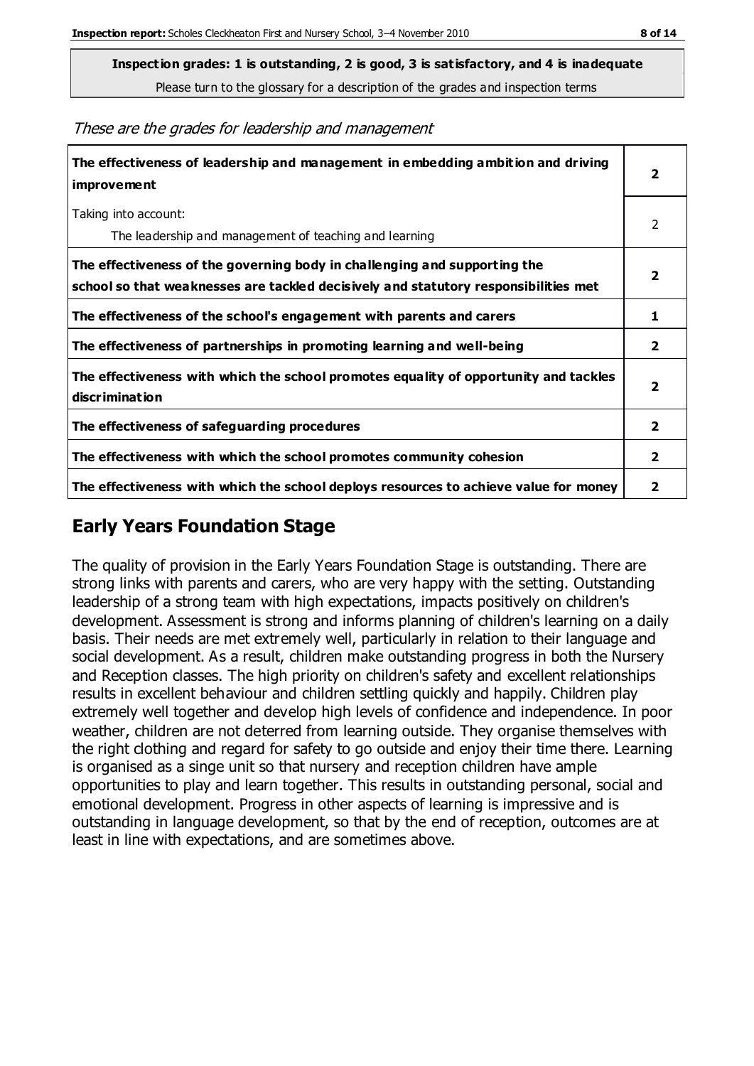**Inspection grades: 1 is outstanding, 2 is good, 3 is satisfactory, and 4 is inadequate**
Please turn to the glossary for a description of the grades and inspection terms

*These are the grades for leadership and management*

| | |
|---|---|
| **The effectiveness of leadership and management in embedding ambition and driving improvement** | **2** |
| Taking into account:<br>The leadership and management of teaching and learning | 2 |
| **The effectiveness of the governing body in challenging and supporting the school so that weaknesses are tackled decisively and statutory responsibilities met** | **2** |
| **The effectiveness of the school's engagement with parents and carers** | **1** |
| **The effectiveness of partnerships in promoting learning and well-being** | **2** |
| **The effectiveness with which the school promotes equality of opportunity and tackles discrimination** | **2** |
| **The effectiveness of safeguarding procedures** | **2** |
| **The effectiveness with which the school promotes community cohesion** | **2** |
| **The effectiveness with which the school deploys resources to achieve value for money** | **2** |

## Early Years Foundation Stage

The quality of provision in the Early Years Foundation Stage is outstanding. There are strong links with parents and carers, who are very happy with the setting. Outstanding leadership of a strong team with high expectations, impacts positively on children's development. Assessment is strong and informs planning of children's learning on a daily basis. Their needs are met extremely well, particularly in relation to their language and social development. As a result, children make outstanding progress in both the Nursery and Reception classes. The high priority on children's safety and excellent relationships results in excellent behaviour and children settling quickly and happily. Children play extremely well together and develop high levels of confidence and independence. In poor weather, children are not deterred from learning outside. They organise themselves with the right clothing and regard for safety to go outside and enjoy their time there. Learning is organised as a singe unit so that nursery and reception children have ample opportunities to play and learn together. This results in outstanding personal, social and emotional development. Progress in other aspects of learning is impressive and is outstanding in language development, so that by the end of reception, outcomes are at least in line with expectations, and are sometimes above.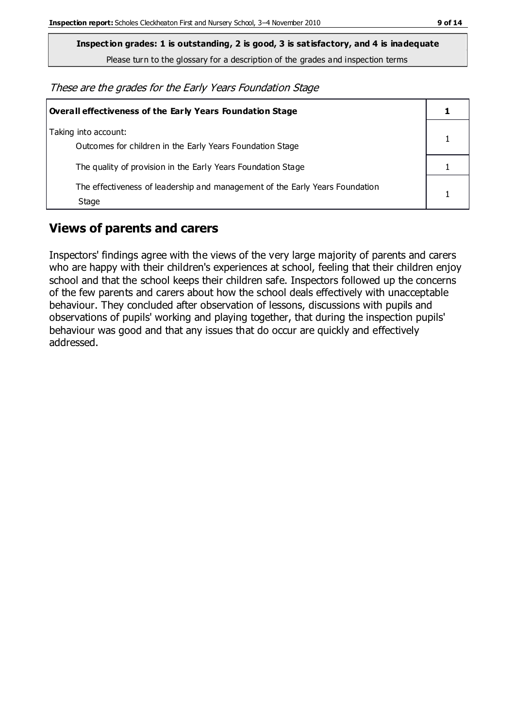**Inspection grades: 1 is outstanding, 2 is good, 3 is satisfactory, and 4 is inadequate**

Please turn to the glossary for a description of the grades and inspection terms

*These are the grades for the Early Years Foundation Stage*

| **Overall effectiveness of the Early Years Foundation Stage** | **1** |
|---|---|
| Taking into account:<br>Outcomes for children in the Early Years Foundation Stage | 1 |
| The quality of provision in the Early Years Foundation Stage | 1 |
| The effectiveness of leadership and management of the Early Years Foundation Stage | 1 |

## Views of parents and carers

Inspectors' findings agree with the views of the very large majority of parents and carers who are happy with their children's experiences at school, feeling that their children enjoy school and that the school keeps their children safe. Inspectors followed up the concerns of the few parents and carers about how the school deals effectively with unacceptable behaviour. They concluded after observation of lessons, discussions with pupils and observations of pupils' working and playing together, that during the inspection pupils' behaviour was good and that any issues that do occur are quickly and effectively addressed.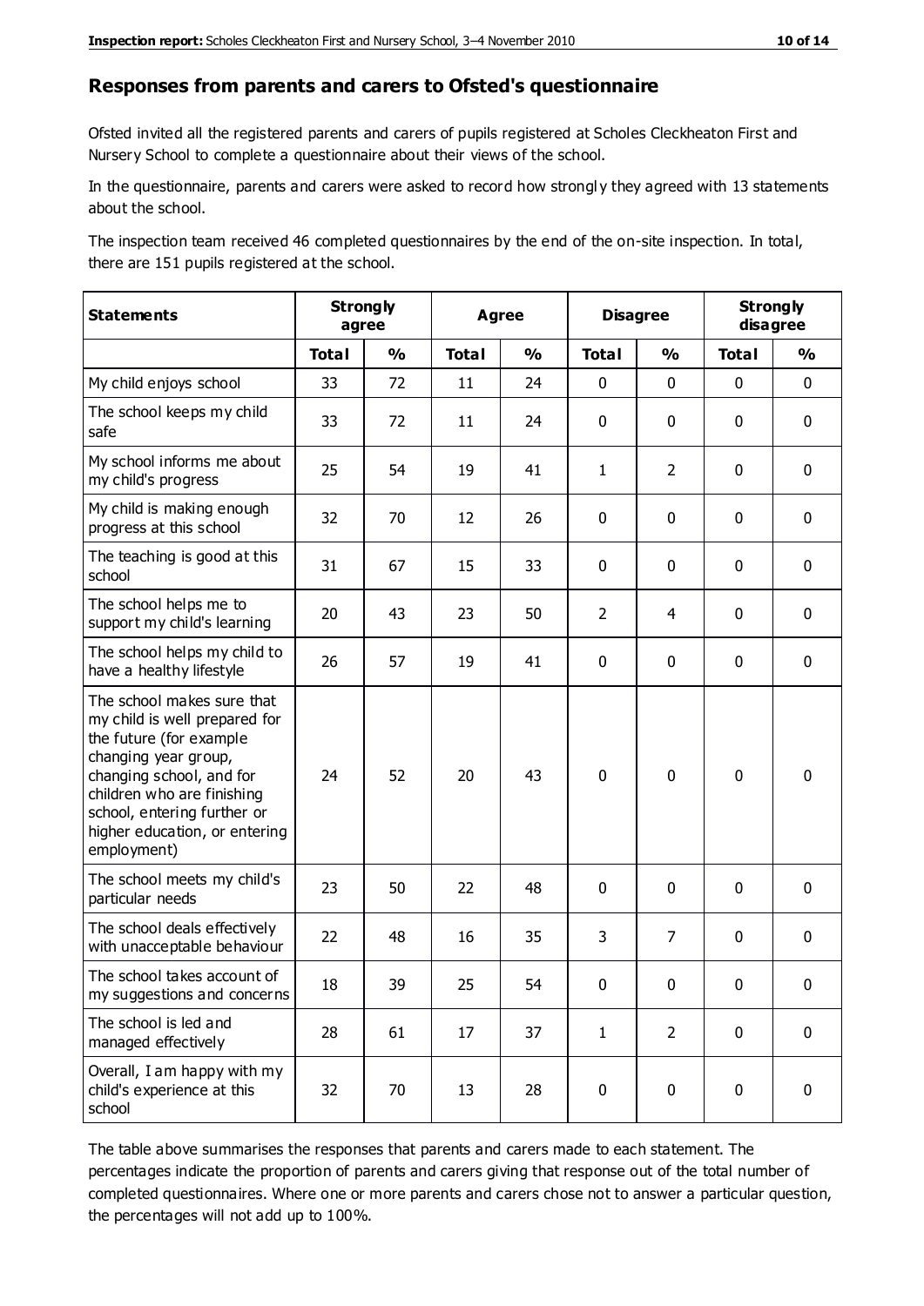## Responses from parents and carers to Ofsted's questionnaire

Ofsted invited all the registered parents and carers of pupils registered at Scholes Cleckheaton First and Nursery School to complete a questionnaire about their views of the school.

In the questionnaire, parents and carers were asked to record how strongly they agreed with 13 statements about the school.

The inspection team received 46 completed questionnaires by the end of the on-site inspection. In total, there are 151 pupils registered at the school.

| Statements | Strongly agree | | Agree | | Disagree | | Strongly disagree | |
|---|---|---|---|---|---|---|---|---|
| | Total | % | Total | % | Total | % | Total | % |
| My child enjoys school | 33 | 72 | 11 | 24 | 0 | 0 | 0 | 0 |
| The school keeps my child safe | 33 | 72 | 11 | 24 | 0 | 0 | 0 | 0 |
| My school informs me about my child's progress | 25 | 54 | 19 | 41 | 1 | 2 | 0 | 0 |
| My child is making enough progress at this school | 32 | 70 | 12 | 26 | 0 | 0 | 0 | 0 |
| The teaching is good at this school | 31 | 67 | 15 | 33 | 0 | 0 | 0 | 0 |
| The school helps me to support my child's learning | 20 | 43 | 23 | 50 | 2 | 4 | 0 | 0 |
| The school helps my child to have a healthy lifestyle | 26 | 57 | 19 | 41 | 0 | 0 | 0 | 0 |
| The school makes sure that my child is well prepared for the future (for example changing year group, changing school, and for children who are finishing school, entering further or higher education, or entering employment) | 24 | 52 | 20 | 43 | 0 | 0 | 0 | 0 |
| The school meets my child's particular needs | 23 | 50 | 22 | 48 | 0 | 0 | 0 | 0 |
| The school deals effectively with unacceptable behaviour | 22 | 48 | 16 | 35 | 3 | 7 | 0 | 0 |
| The school takes account of my suggestions and concerns | 18 | 39 | 25 | 54 | 0 | 0 | 0 | 0 |
| The school is led and managed effectively | 28 | 61 | 17 | 37 | 1 | 2 | 0 | 0 |
| Overall, I am happy with my child's experience at this school | 32 | 70 | 13 | 28 | 0 | 0 | 0 | 0 |

The table above summarises the responses that parents and carers made to each statement. The percentages indicate the proportion of parents and carers giving that response out of the total number of completed questionnaires. Where one or more parents and carers chose not to answer a particular question, the percentages will not add up to 100%.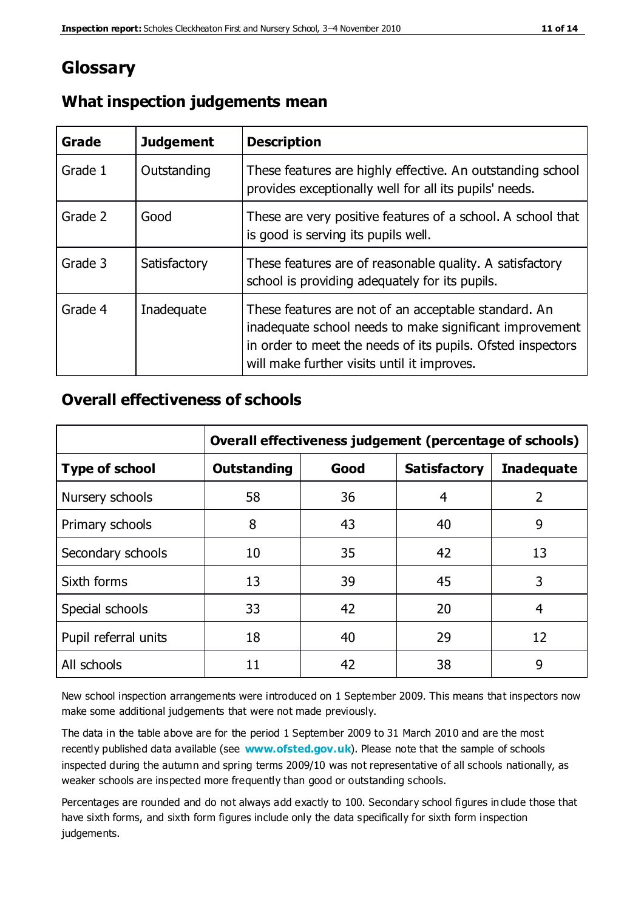# Glossary

## What inspection judgements mean

| Grade | Judgement | Description |
|---|---|---|
| Grade 1 | Outstanding | These features are highly effective. An outstanding school provides exceptionally well for all its pupils' needs. |
| Grade 2 | Good | These are very positive features of a school. A school that is good is serving its pupils well. |
| Grade 3 | Satisfactory | These features are of reasonable quality. A satisfactory school is providing adequately for its pupils. |
| Grade 4 | Inadequate | These features are not of an acceptable standard. An inadequate school needs to make significant improvement in order to meet the needs of its pupils. Ofsted inspectors will make further visits until it improves. |

## Overall effectiveness of schools

| | Overall effectiveness judgement (percentage of schools) | | | |
|---|---|---|---|---|
| **Type of school** | **Outstanding** | **Good** | **Satisfactory** | **Inadequate** |
| Nursery schools | 58 | 36 | 4 | 2 |
| Primary schools | 8 | 43 | 40 | 9 |
| Secondary schools | 10 | 35 | 42 | 13 |
| Sixth forms | 13 | 39 | 45 | 3 |
| Special schools | 33 | 42 | 20 | 4 |
| Pupil referral units | 18 | 40 | 29 | 12 |
| All schools | 11 | 42 | 38 | 9 |

New school inspection arrangements were introduced on 1 September 2009. This means that inspectors now make some additional judgements that were not made previously.

The data in the table above are for the period 1 September 2009 to 31 March 2010 and are the most recently published data available (see **www.ofsted.gov.uk**). Please note that the sample of schools inspected during the autumn and spring terms 2009/10 was not representative of all schools nationally, as weaker schools are inspected more frequently than good or outstanding schools.

Percentages are rounded and do not always add exactly to 100. Secondary school figures include those that have sixth forms, and sixth form figures include only the data specifically for sixth form inspection judgements.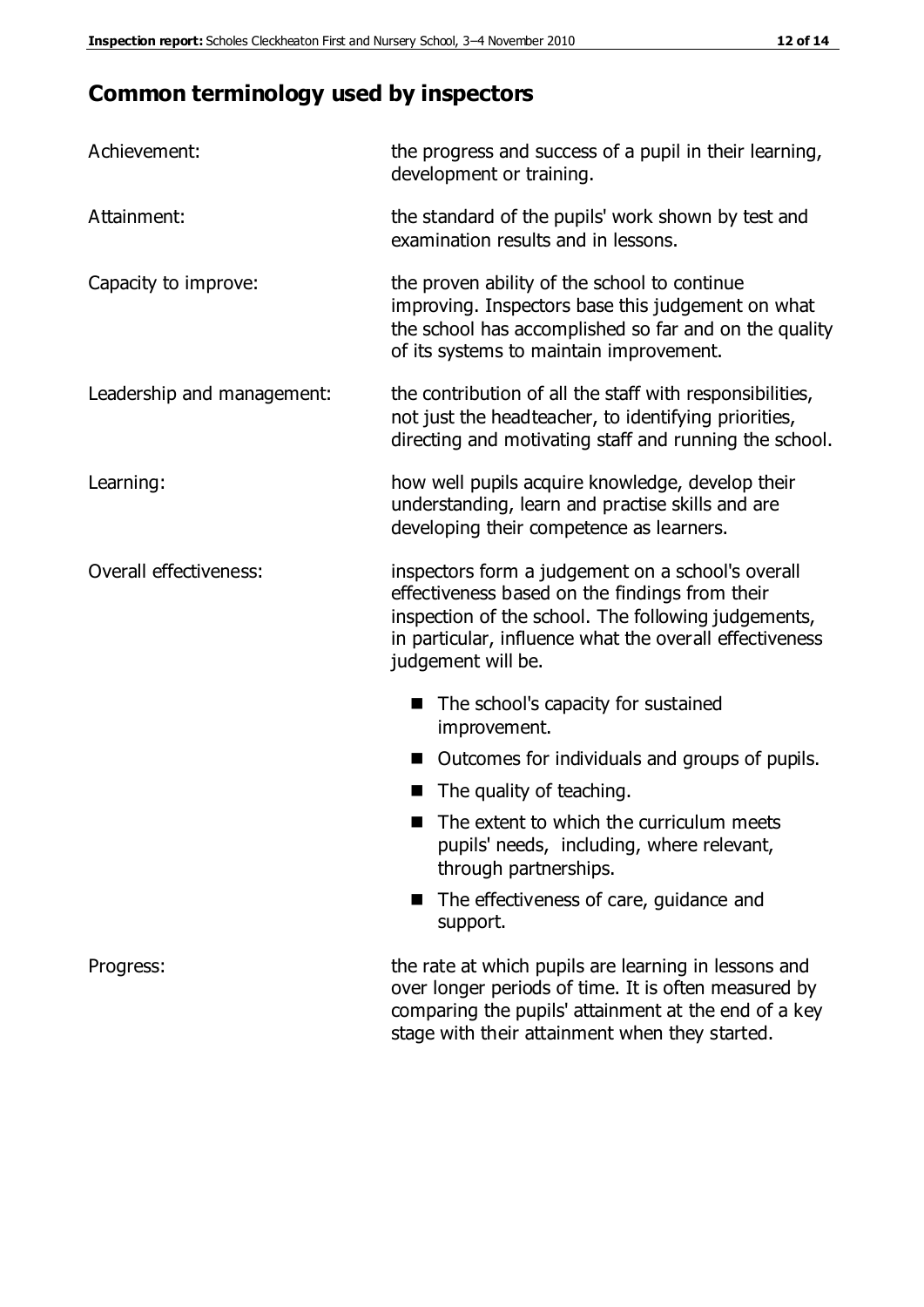## Common terminology used by inspectors

| | |
|---|---|
| Achievement: | the progress and success of a pupil in their learning, development or training. |
| Attainment: | the standard of the pupils' work shown by test and examination results and in lessons. |
| Capacity to improve: | the proven ability of the school to continue improving. Inspectors base this judgement on what the school has accomplished so far and on the quality of its systems to maintain improvement. |
| Leadership and management: | the contribution of all the staff with responsibilities, not just the headteacher, to identifying priorities, directing and motivating staff and running the school. |
| Learning: | how well pupils acquire knowledge, develop their understanding, learn and practise skills and are developing their competence as learners. |
| Overall effectiveness: | inspectors form a judgement on a school's overall effectiveness based on the findings from their inspection of the school. The following judgements, in particular, influence what the overall effectiveness judgement will be. |

- The school's capacity for sustained improvement.
- Outcomes for individuals and groups of pupils.
- The quality of teaching.
- The extent to which the curriculum meets pupils' needs, including, where relevant, through partnerships.
- The effectiveness of care, guidance and support.

| | |
|---|---|
| Progress: | the rate at which pupils are learning in lessons and over longer periods of time. It is often measured by comparing the pupils' attainment at the end of a key stage with their attainment when they started. |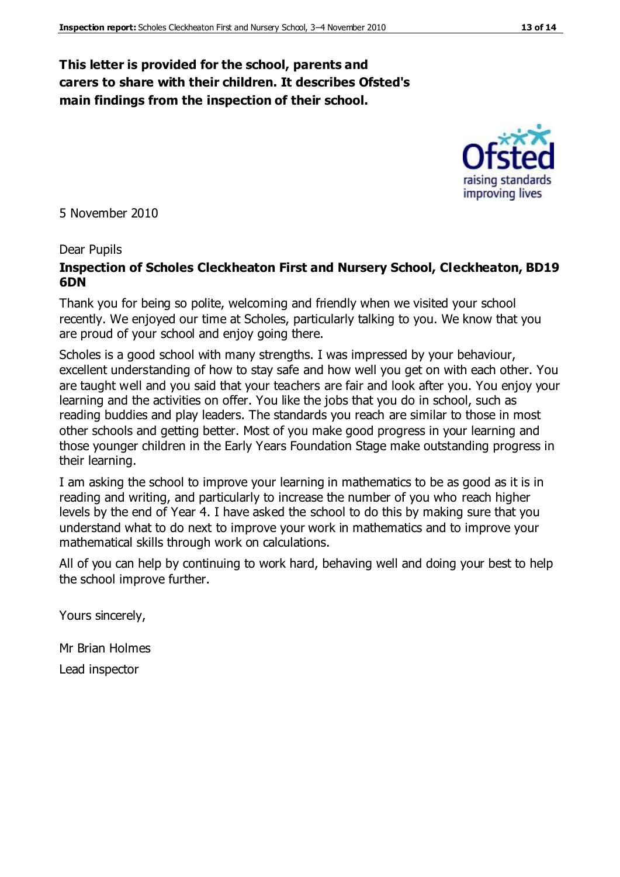**This letter is provided for the school, parents and carers to share with their children. It describes Ofsted's main findings from the inspection of their school.**

5 November 2010

Dear Pupils

**Inspection of Scholes Cleckheaton First and Nursery School, Cleckheaton, BD19 6DN**

Thank you for being so polite, welcoming and friendly when we visited your school recently. We enjoyed our time at Scholes, particularly talking to you. We know that you are proud of your school and enjoy going there.

Scholes is a good school with many strengths. I was impressed by your behaviour, excellent understanding of how to stay safe and how well you get on with each other. You are taught well and you said that your teachers are fair and look after you. You enjoy your learning and the activities on offer. You like the jobs that you do in school, such as reading buddies and play leaders. The standards you reach are similar to those in most other schools and getting better. Most of you make good progress in your learning and those younger children in the Early Years Foundation Stage make outstanding progress in their learning.

I am asking the school to improve your learning in mathematics to be as good as it is in reading and writing, and particularly to increase the number of you who reach higher levels by the end of Year 4. I have asked the school to do this by making sure that you understand what to do next to improve your work in mathematics and to improve your mathematical skills through work on calculations.

All of you can help by continuing to work hard, behaving well and doing your best to help the school improve further.

Yours sincerely,

Mr Brian Holmes

Lead inspector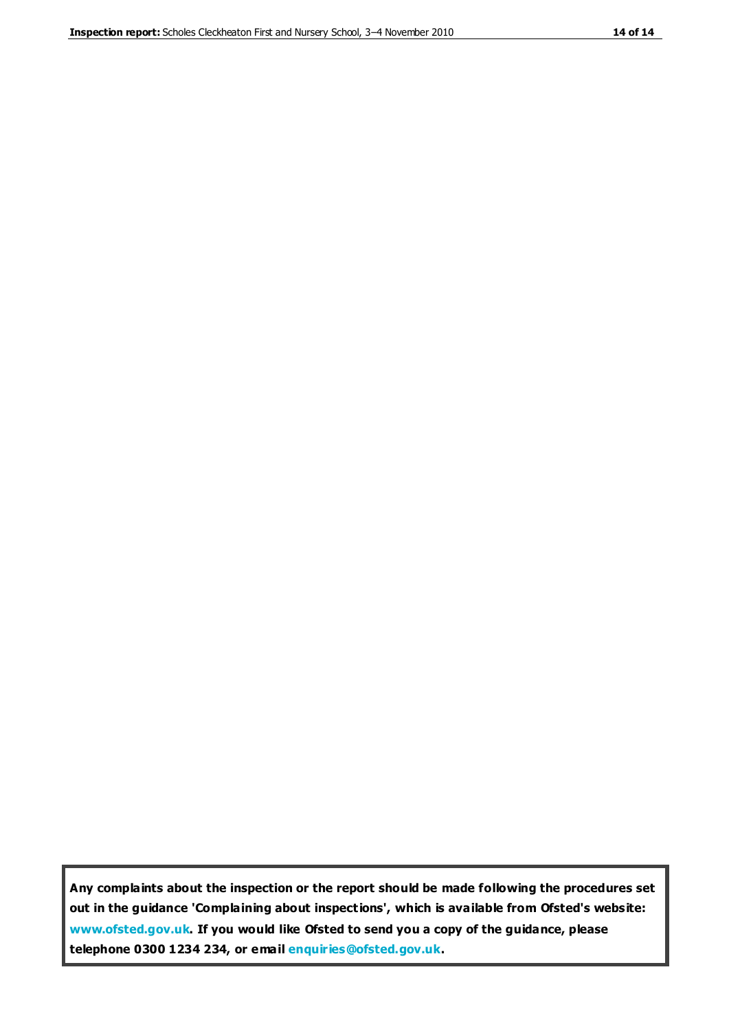**Any complaints about the inspection or the report should be made following the procedures set out in the guidance 'Complaining about inspections', which is available from Ofsted's website: www.ofsted.gov.uk. If you would like Ofsted to send you a copy of the guidance, please telephone 0300 1234 234, or email enquiries@ofsted.gov.uk.**